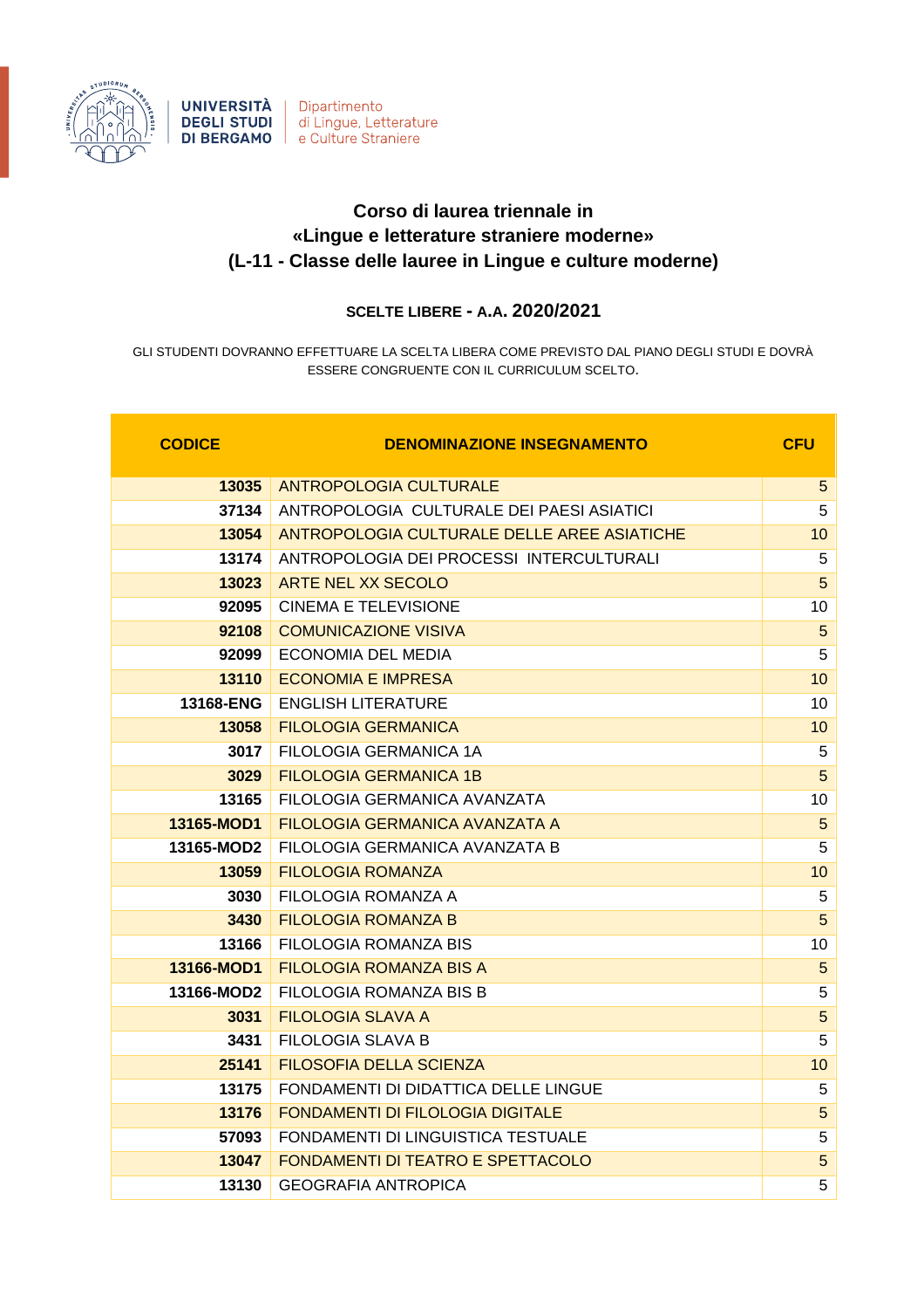UNIVERSITÀ DEGLI STUDI DI BERGAMO | Dipartimento di Lingue, Letterature e Culture Straniere

## Corso di laurea triennale in «Lingue e letterature straniere moderne» (L-11 - Classe delle lauree in Lingue e culture moderne)

### SCELTE LIBERE - A.A. 2020/2021

GLI STUDENTI DOVRANNO EFFETTUARE LA SCELTA LIBERA COME PREVISTO DAL PIANO DEGLI STUDI E DOVRÀ ESSERE CONGRUENTE CON IL CURRICULUM SCELTO.

| CODICE | DENOMINAZIONE INSEGNAMENTO | CFU |
|---|---|---|
| 13035 | ANTROPOLOGIA CULTURALE | 5 |
| 37134 | ANTROPOLOGIA CULTURALE DEI PAESI ASIATICI | 5 |
| 13054 | ANTROPOLOGIA CULTURALE DELLE AREE ASIATICHE | 10 |
| 13174 | ANTROPOLOGIA DEI PROCESSI INTERCULTURALI | 5 |
| 13023 | ARTE NEL XX SECOLO | 5 |
| 92095 | CINEMA E TELEVISIONE | 10 |
| 92108 | COMUNICAZIONE VISIVA | 5 |
| 92099 | ECONOMIA DEL MEDIA | 5 |
| 13110 | ECONOMIA E IMPRESA | 10 |
| 13168-ENG | ENGLISH LITERATURE | 10 |
| 13058 | FILOLOGIA GERMANICA | 10 |
| 3017 | FILOLOGIA GERMANICA 1A | 5 |
| 3029 | FILOLOGIA GERMANICA 1B | 5 |
| 13165 | FILOLOGIA GERMANICA AVANZATA | 10 |
| 13165-MOD1 | FILOLOGIA GERMANICA AVANZATA A | 5 |
| 13165-MOD2 | FILOLOGIA GERMANICA AVANZATA B | 5 |
| 13059 | FILOLOGIA ROMANZA | 10 |
| 3030 | FILOLOGIA ROMANZA A | 5 |
| 3430 | FILOLOGIA ROMANZA B | 5 |
| 13166 | FILOLOGIA ROMANZA BIS | 10 |
| 13166-MOD1 | FILOLOGIA ROMANZA BIS A | 5 |
| 13166-MOD2 | FILOLOGIA ROMANZA BIS B | 5 |
| 3031 | FILOLOGIA SLAVA A | 5 |
| 3431 | FILOLOGIA SLAVA B | 5 |
| 25141 | FILOSOFIA DELLA SCIENZA | 10 |
| 13175 | FONDAMENTI DI DIDATTICA DELLE LINGUE | 5 |
| 13176 | FONDAMENTI DI FILOLOGIA DIGITALE | 5 |
| 57093 | FONDAMENTI DI LINGUISTICA TESTUALE | 5 |
| 13047 | FONDAMENTI DI TEATRO E SPETTACOLO | 5 |
| 13130 | GEOGRAFIA ANTROPICA | 5 |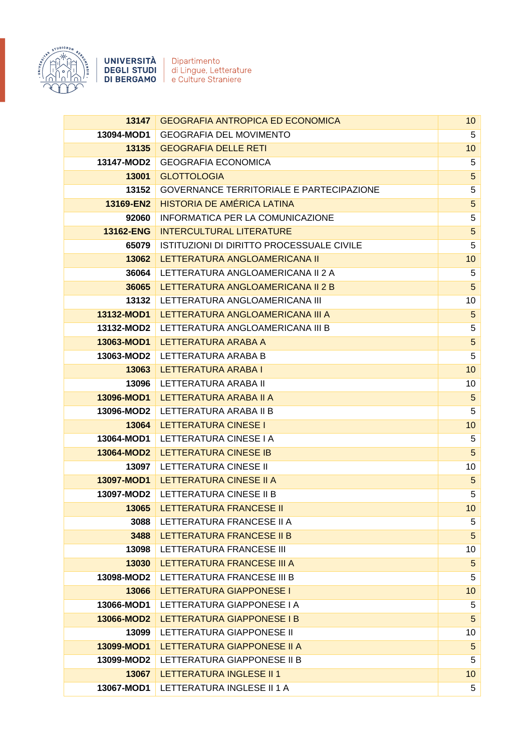| 13147 | GEOGRAFIA ANTROPICA ED ECONOMICA | 10 |
|---|---|---|
| 13094-MOD1 | GEOGRAFIA DEL MOVIMENTO | 5 |
| 13135 | GEOGRAFIA DELLE RETI | 10 |
| 13147-MOD2 | GEOGRAFIA ECONOMICA | 5 |
| 13001 | GLOTTOLOGIA | 5 |
| 13152 | GOVERNANCE TERRITORIALE E PARTECIPAZIONE | 5 |
| 13169-EN2 | HISTORIA DE AMÉRICA LATINA | 5 |
| 92060 | INFORMATICA PER LA COMUNICAZIONE | 5 |
| 13162-ENG | INTERCULTURAL LITERATURE | 5 |
| 65079 | ISTITUZIONI DI DIRITTO PROCESSUALE CIVILE | 5 |
| 13062 | LETTERATURA ANGLOAMERICANA II | 10 |
| 36064 | LETTERATURA ANGLOAMERICANA II 2 A | 5 |
| 36065 | LETTERATURA ANGLOAMERICANA II 2 B | 5 |
| 13132 | LETTERATURA ANGLOAMERICANA III | 10 |
| 13132-MOD1 | LETTERATURA ANGLOAMERICANA III A | 5 |
| 13132-MOD2 | LETTERATURA ANGLOAMERICANA III B | 5 |
| 13063-MOD1 | LETTERATURA ARABA A | 5 |
| 13063-MOD2 | LETTERATURA ARABA B | 5 |
| 13063 | LETTERATURA ARABA I | 10 |
| 13096 | LETTERATURA ARABA II | 10 |
| 13096-MOD1 | LETTERATURA ARABA II A | 5 |
| 13096-MOD2 | LETTERATURA ARABA II B | 5 |
| 13064 | LETTERATURA CINESE I | 10 |
| 13064-MOD1 | LETTERATURA CINESE I A | 5 |
| 13064-MOD2 | LETTERATURA CINESE IB | 5 |
| 13097 | LETTERATURA CINESE II | 10 |
| 13097-MOD1 | LETTERATURA CINESE II A | 5 |
| 13097-MOD2 | LETTERATURA CINESE II B | 5 |
| 13065 | LETTERATURA FRANCESE II | 10 |
| 3088 | LETTERATURA FRANCESE II A | 5 |
| 3488 | LETTERATURA FRANCESE II B | 5 |
| 13098 | LETTERATURA FRANCESE III | 10 |
| 13030 | LETTERATURA FRANCESE III A | 5 |
| 13098-MOD2 | LETTERATURA FRANCESE III B | 5 |
| 13066 | LETTERATURA GIAPPONESE I | 10 |
| 13066-MOD1 | LETTERATURA GIAPPONESE I A | 5 |
| 13066-MOD2 | LETTERATURA GIAPPONESE I B | 5 |
| 13099 | LETTERATURA GIAPPONESE II | 10 |
| 13099-MOD1 | LETTERATURA GIAPPONESE II A | 5 |
| 13099-MOD2 | LETTERATURA GIAPPONESE II B | 5 |
| 13067 | LETTERATURA INGLESE II 1 | 10 |
| 13067-MOD1 | LETTERATURA INGLESE II 1 A | 5 |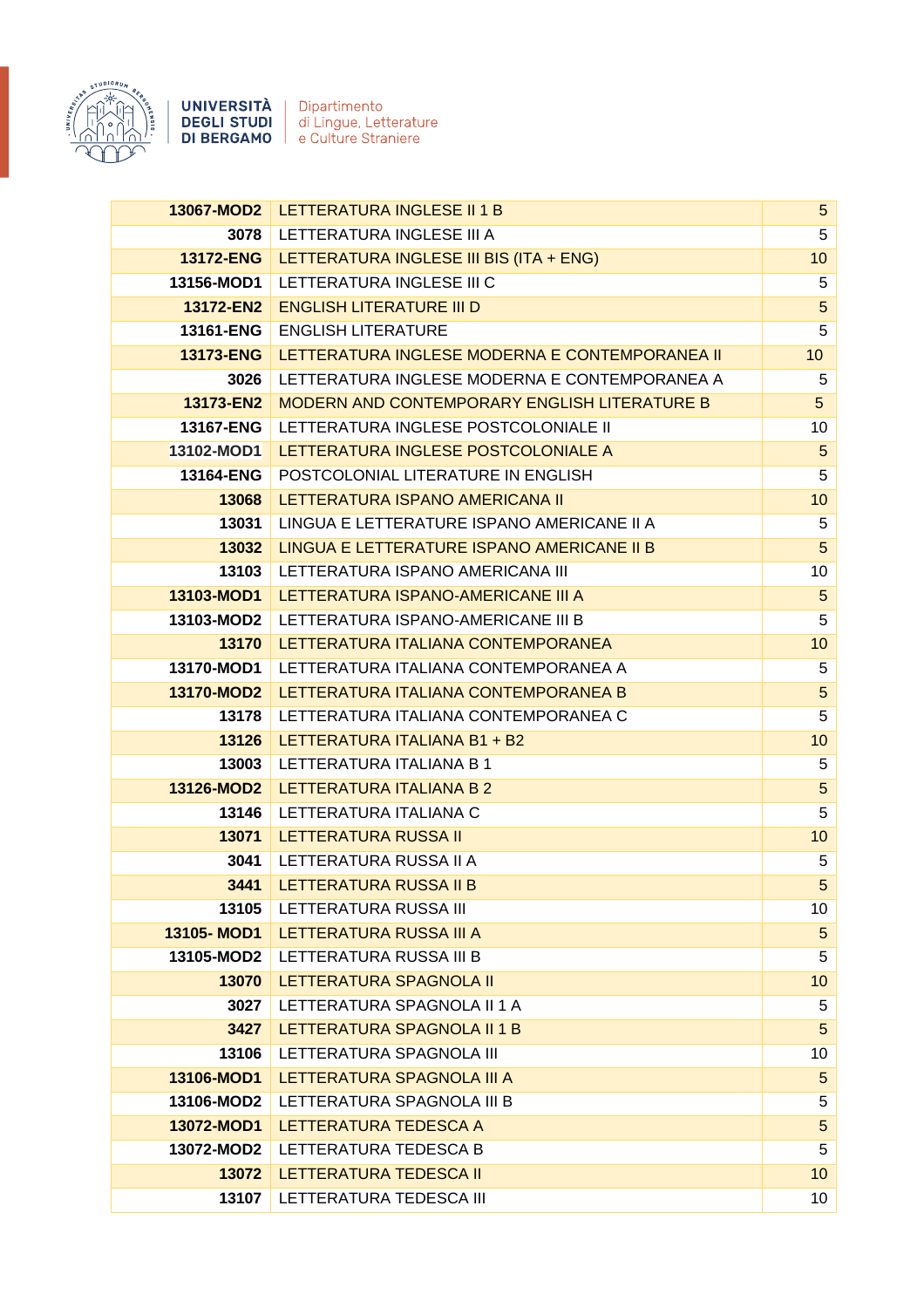| | | |
|---|---|---|
| 13067-MOD2 | LETTERATURA INGLESE II 1 B | 5 |
| 3078 | LETTERATURA INGLESE III A | 5 |
| 13172-ENG | LETTERATURA INGLESE III BIS (ITA + ENG) | 10 |
| 13156-MOD1 | LETTERATURA INGLESE III C | 5 |
| 13172-EN2 | ENGLISH LITERATURE III D | 5 |
| 13161-ENG | ENGLISH LITERATURE | 5 |
| 13173-ENG | LETTERATURA INGLESE MODERNA E CONTEMPORANEA II | 10 |
| 3026 | LETTERATURA INGLESE MODERNA E CONTEMPORANEA A | 5 |
| 13173-EN2 | MODERN AND CONTEMPORARY ENGLISH LITERATURE B | 5 |
| 13167-ENG | LETTERATURA INGLESE POSTCOLONIALE II | 10 |
| 13102-MOD1 | LETTERATURA INGLESE POSTCOLONIALE A | 5 |
| 13164-ENG | POSTCOLONIAL LITERATURE IN ENGLISH | 5 |
| 13068 | LETTERATURA ISPANO AMERICANA II | 10 |
| 13031 | LINGUA E LETTERATURE ISPANO AMERICANE II A | 5 |
| 13032 | LINGUA E LETTERATURE ISPANO AMERICANE II B | 5 |
| 13103 | LETTERATURA ISPANO AMERICANA III | 10 |
| 13103-MOD1 | LETTERATURA ISPANO-AMERICANE III A | 5 |
| 13103-MOD2 | LETTERATURA ISPANO-AMERICANE III B | 5 |
| 13170 | LETTERATURA ITALIANA CONTEMPORANEA | 10 |
| 13170-MOD1 | LETTERATURA ITALIANA CONTEMPORANEA A | 5 |
| 13170-MOD2 | LETTERATURA ITALIANA CONTEMPORANEA B | 5 |
| 13178 | LETTERATURA ITALIANA CONTEMPORANEA C | 5 |
| 13126 | LETTERATURA ITALIANA B1 + B2 | 10 |
| 13003 | LETTERATURA ITALIANA B 1 | 5 |
| 13126-MOD2 | LETTERATURA ITALIANA B 2 | 5 |
| 13146 | LETTERATURA ITALIANA C | 5 |
| 13071 | LETTERATURA RUSSA II | 10 |
| 3041 | LETTERATURA RUSSA II A | 5 |
| 3441 | LETTERATURA RUSSA II B | 5 |
| 13105 | LETTERATURA RUSSA III | 10 |
| 13105- MOD1 | LETTERATURA RUSSA III A | 5 |
| 13105-MOD2 | LETTERATURA RUSSA III B | 5 |
| 13070 | LETTERATURA SPAGNOLA II | 10 |
| 3027 | LETTERATURA SPAGNOLA II 1 A | 5 |
| 3427 | LETTERATURA SPAGNOLA II 1 B | 5 |
| 13106 | LETTERATURA SPAGNOLA III | 10 |
| 13106-MOD1 | LETTERATURA SPAGNOLA III A | 5 |
| 13106-MOD2 | LETTERATURA SPAGNOLA III B | 5 |
| 13072-MOD1 | LETTERATURA TEDESCA A | 5 |
| 13072-MOD2 | LETTERATURA TEDESCA B | 5 |
| 13072 | LETTERATURA TEDESCA II | 10 |
| 13107 | LETTERATURA TEDESCA III | 10 |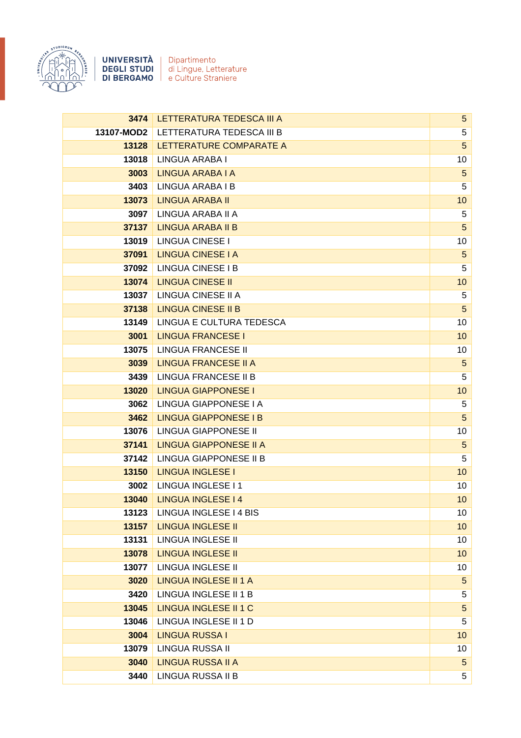| 3474 | LETTERATURA TEDESCA III A | 5 |
|---|---|---|
| 13107-MOD2 | LETTERATURA TEDESCA III B | 5 |
| 13128 | LETTERATURE COMPARATE A | 5 |
| 13018 | LINGUA ARABA I | 10 |
| 3003 | LINGUA ARABA I A | 5 |
| 3403 | LINGUA ARABA I B | 5 |
| 13073 | LINGUA ARABA II | 10 |
| 3097 | LINGUA ARABA II A | 5 |
| 37137 | LINGUA ARABA II B | 5 |
| 13019 | LINGUA CINESE I | 10 |
| 37091 | LINGUA CINESE I A | 5 |
| 37092 | LINGUA CINESE I B | 5 |
| 13074 | LINGUA CINESE II | 10 |
| 13037 | LINGUA CINESE II A | 5 |
| 37138 | LINGUA CINESE II B | 5 |
| 13149 | LINGUA E CULTURA TEDESCA | 10 |
| 3001 | LINGUA FRANCESE I | 10 |
| 13075 | LINGUA FRANCESE II | 10 |
| 3039 | LINGUA FRANCESE II A | 5 |
| 3439 | LINGUA FRANCESE II B | 5 |
| 13020 | LINGUA GIAPPONESE I | 10 |
| 3062 | LINGUA GIAPPONESE I A | 5 |
| 3462 | LINGUA GIAPPONESE I B | 5 |
| 13076 | LINGUA GIAPPONESE II | 10 |
| 37141 | LINGUA GIAPPONESE II A | 5 |
| 37142 | LINGUA GIAPPONESE II B | 5 |
| 13150 | LINGUA INGLESE I | 10 |
| 3002 | LINGUA INGLESE I 1 | 10 |
| 13040 | LINGUA INGLESE I 4 | 10 |
| 13123 | LINGUA INGLESE I 4 BIS | 10 |
| 13157 | LINGUA INGLESE II | 10 |
| 13131 | LINGUA INGLESE II | 10 |
| 13078 | LINGUA INGLESE II | 10 |
| 13077 | LINGUA INGLESE II | 10 |
| 3020 | LINGUA INGLESE II 1 A | 5 |
| 3420 | LINGUA INGLESE II 1 B | 5 |
| 13045 | LINGUA INGLESE II 1 C | 5 |
| 13046 | LINGUA INGLESE II 1 D | 5 |
| 3004 | LINGUA RUSSA I | 10 |
| 13079 | LINGUA RUSSA II | 10 |
| 3040 | LINGUA RUSSA II A | 5 |
| 3440 | LINGUA RUSSA II B | 5 |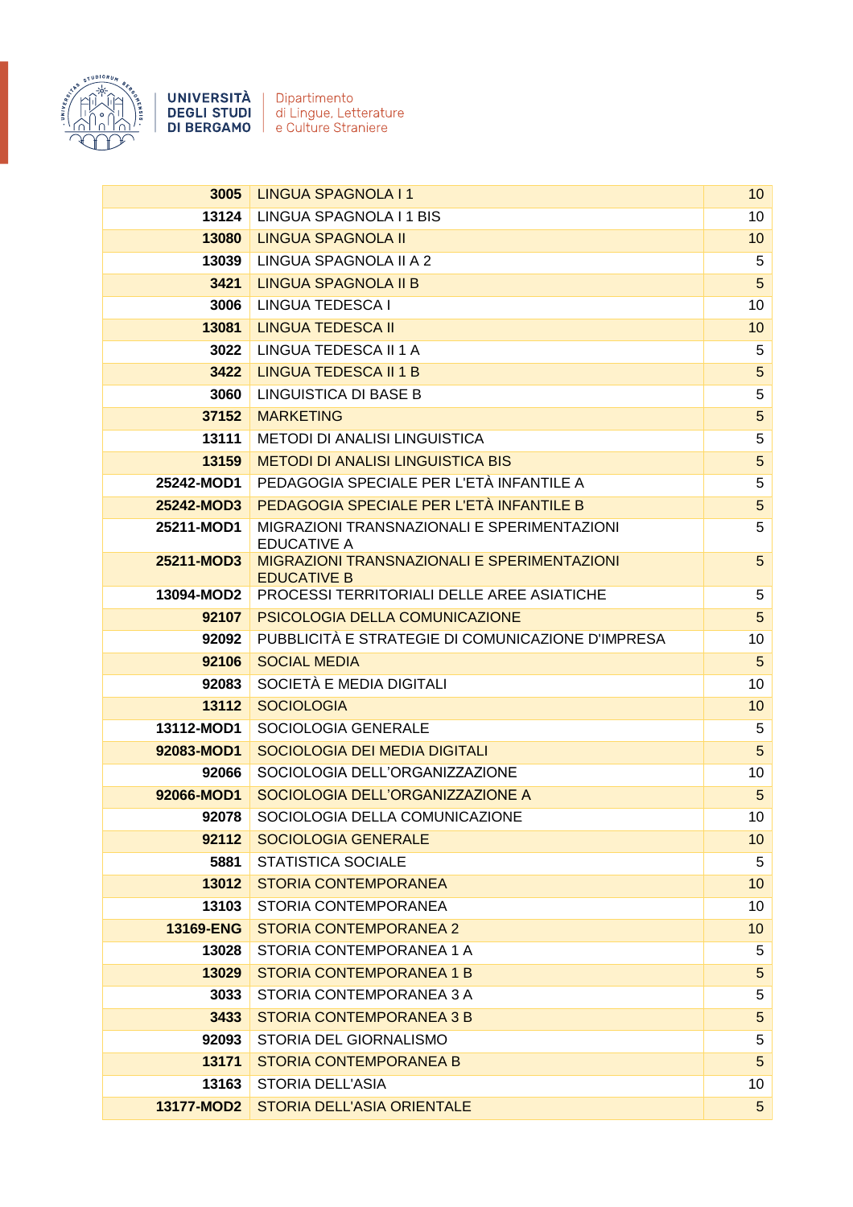| 3005 | LINGUA SPAGNOLA I 1 | 10 |
|---|---|---|
| 13124 | LINGUA SPAGNOLA I 1 BIS | 10 |
| 13080 | LINGUA SPAGNOLA II | 10 |
| 13039 | LINGUA SPAGNOLA II A 2 | 5 |
| 3421 | LINGUA SPAGNOLA II B | 5 |
| 3006 | LINGUA TEDESCA I | 10 |
| 13081 | LINGUA TEDESCA II | 10 |
| 3022 | LINGUA TEDESCA II 1 A | 5 |
| 3422 | LINGUA TEDESCA II 1 B | 5 |
| 3060 | LINGUISTICA DI BASE B | 5 |
| 37152 | MARKETING | 5 |
| 13111 | METODI DI ANALISI LINGUISTICA | 5 |
| 13159 | METODI DI ANALISI LINGUISTICA BIS | 5 |
| 25242-MOD1 | PEDAGOGIA SPECIALE PER L'ETÀ INFANTILE A | 5 |
| 25242-MOD3 | PEDAGOGIA SPECIALE PER L'ETÀ INFANTILE B | 5 |
| 25211-MOD1 | MIGRAZIONI TRANSNAZIONALI E SPERIMENTAZIONI EDUCATIVE A | 5 |
| 25211-MOD3 | MIGRAZIONI TRANSNAZIONALI E SPERIMENTAZIONI EDUCATIVE B | 5 |
| 13094-MOD2 | PROCESSI TERRITORIALI DELLE AREE ASIATICHE | 5 |
| 92107 | PSICOLOGIA DELLA COMUNICAZIONE | 5 |
| 92092 | PUBBLICITÀ E STRATEGIE DI COMUNICAZIONE D'IMPRESA | 10 |
| 92106 | SOCIAL MEDIA | 5 |
| 92083 | SOCIETÀ E MEDIA DIGITALI | 10 |
| 13112 | SOCIOLOGIA | 10 |
| 13112-MOD1 | SOCIOLOGIA GENERALE | 5 |
| 92083-MOD1 | SOCIOLOGIA DEI MEDIA DIGITALI | 5 |
| 92066 | SOCIOLOGIA DELL'ORGANIZZAZIONE | 10 |
| 92066-MOD1 | SOCIOLOGIA DELL'ORGANIZZAZIONE A | 5 |
| 92078 | SOCIOLOGIA DELLA COMUNICAZIONE | 10 |
| 92112 | SOCIOLOGIA GENERALE | 10 |
| 5881 | STATISTICA SOCIALE | 5 |
| 13012 | STORIA CONTEMPORANEA | 10 |
| 13103 | STORIA CONTEMPORANEA | 10 |
| 13169-ENG | STORIA CONTEMPORANEA 2 | 10 |
| 13028 | STORIA CONTEMPORANEA 1 A | 5 |
| 13029 | STORIA CONTEMPORANEA 1 B | 5 |
| 3033 | STORIA CONTEMPORANEA 3 A | 5 |
| 3433 | STORIA CONTEMPORANEA 3 B | 5 |
| 92093 | STORIA DEL GIORNALISMO | 5 |
| 13171 | STORIA CONTEMPORANEA B | 5 |
| 13163 | STORIA DELL'ASIA | 10 |
| 13177-MOD2 | STORIA DELL'ASIA ORIENTALE | 5 |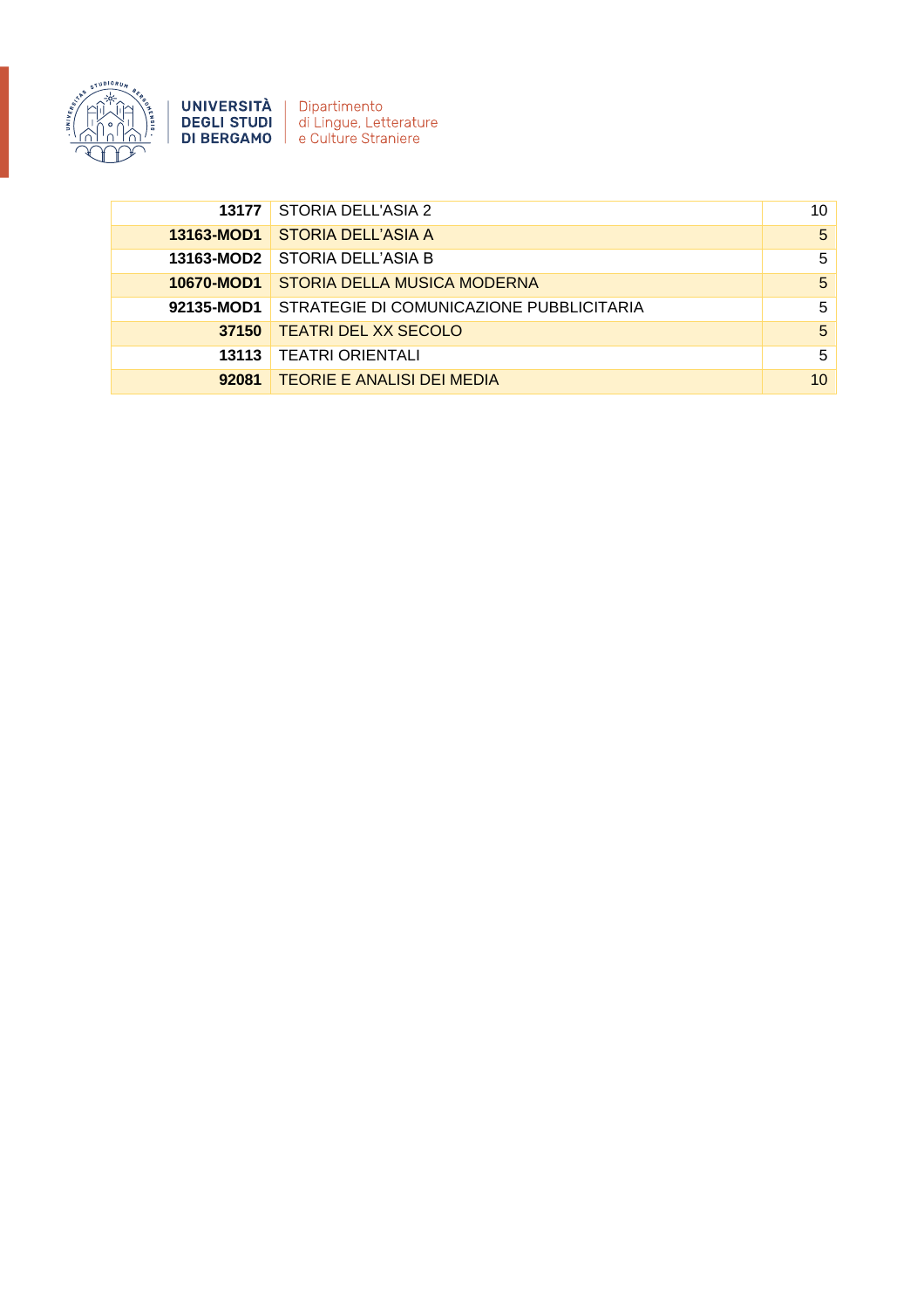| | | |
|---|---|---|
| **13177** | STORIA DELL'ASIA 2 | 10 |
| **13163-MOD1** | STORIA DELL’ASIA A | 5 |
| **13163-MOD2** | STORIA DELL’ASIA B | 5 |
| **10670-MOD1** | STORIA DELLA MUSICA MODERNA | 5 |
| **92135-MOD1** | STRATEGIE DI COMUNICAZIONE PUBBLICITARIA | 5 |
| **37150** | TEATRI DEL XX SECOLO | 5 |
| **13113** | TEATRI ORIENTALI | 5 |
| **92081** | TEORIE E ANALISI DEI MEDIA | 10 |